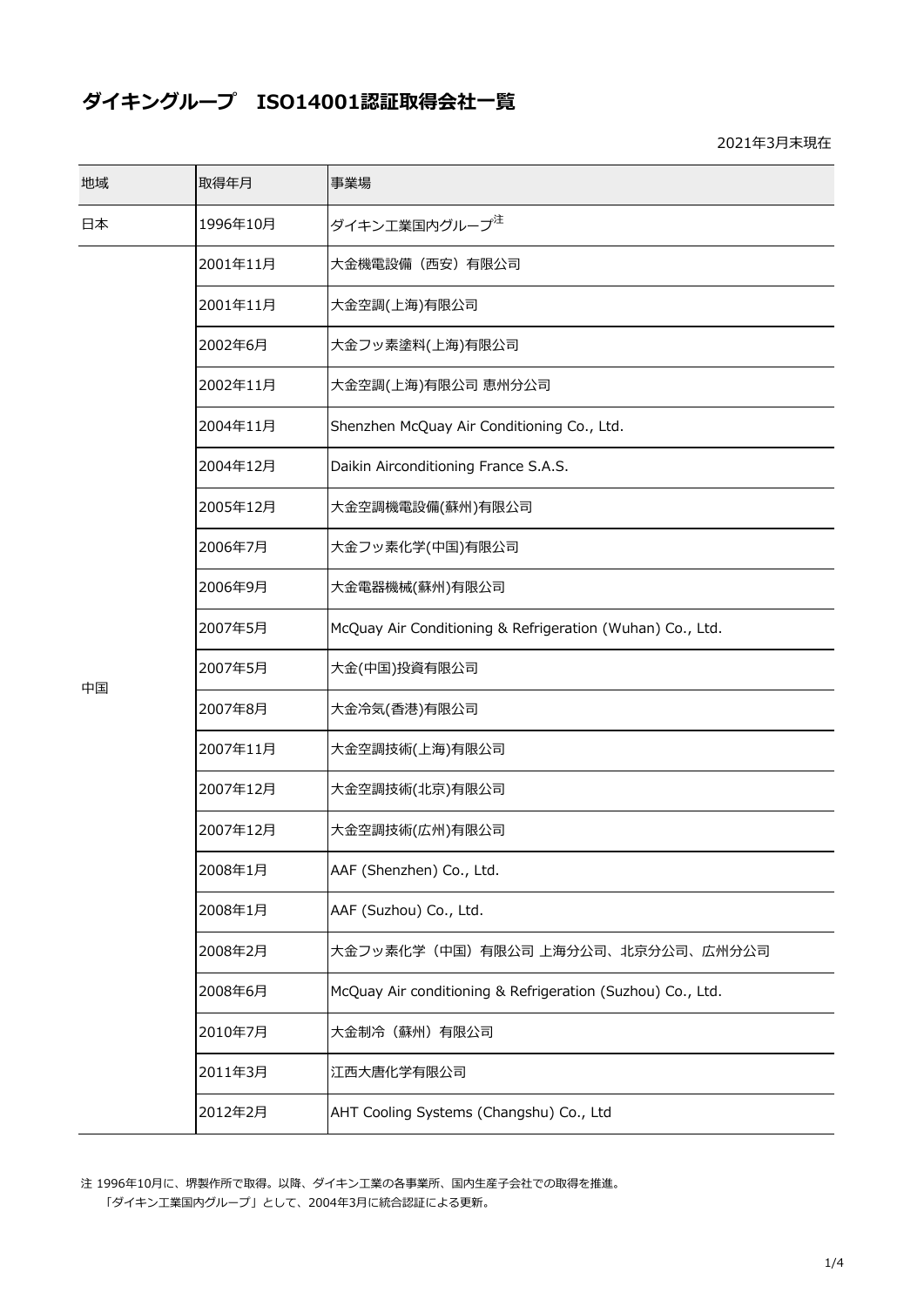# ダイキングループ　ISO14001認証取得会社一覧

2021年3月末現在

| 地域 | 取得年月 | 事業場 |
| --- | --- | --- |
| 日本 | 1996年10月 | ダイキン工業国内グループ[注] |
| 中国 | 2001年11月 | 大金機電設備（西安）有限公司 |
| | 2001年11月 | 大金空調(上海)有限公司 |
| | 2002年6月 | 大金フッ素塗料(上海)有限公司 |
| | 2002年11月 | 大金空調(上海)有限公司 恵州分公司 |
| | 2004年11月 | Shenzhen McQuay Air Conditioning Co., Ltd. |
| | 2004年12月 | Daikin Airconditioning France S.A.S. |
| | 2005年12月 | 大金空調機電設備(蘇州)有限公司 |
| | 2006年7月 | 大金フッ素化学(中国)有限公司 |
| | 2006年9月 | 大金電器機械(蘇州)有限公司 |
| | 2007年5月 | McQuay Air Conditioning & Refrigeration (Wuhan) Co., Ltd. |
| | 2007年5月 | 大金(中国)投資有限公司 |
| | 2007年8月 | 大金冷気(香港)有限公司 |
| | 2007年11月 | 大金空調技術(上海)有限公司 |
| | 2007年12月 | 大金空調技術(北京)有限公司 |
| | 2007年12月 | 大金空調技術(広州)有限公司 |
| | 2008年1月 | AAF (Shenzhen) Co., Ltd. |
| | 2008年1月 | AAF (Suzhou) Co., Ltd. |
| | 2008年2月 | 大金フッ素化学（中国）有限公司 上海分公司、北京分公司、広州分公司 |
| | 2008年6月 | McQuay Air conditioning & Refrigeration (Suzhou) Co., Ltd. |
| | 2010年7月 | 大金制冷（蘇州）有限公司 |
| | 2011年3月 | 江西大唐化学有限公司 |
| | 2012年2月 | AHT Cooling Systems (Changshu) Co., Ltd |

注 1996年10月に、堺製作所で取得。以降、ダイキン工業の各事業所、国内生産子会社での取得を推進。
「ダイキン工業国内グループ」として、2004年3月に統合認証による更新。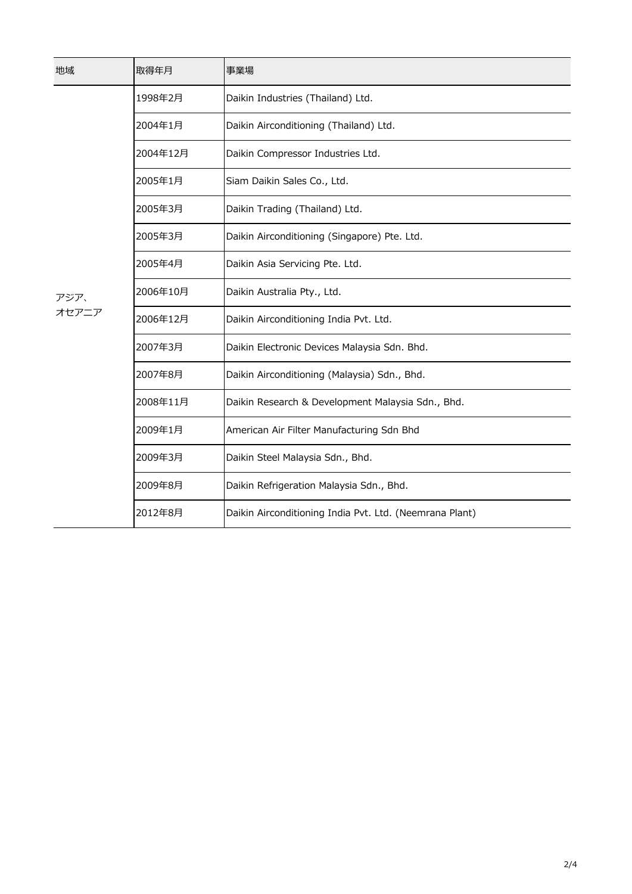| 地域 | 取得年月 | 事業場 |
|---|---|---|
| アジア、オセアニア | 1998年2月 | Daikin Industries (Thailand) Ltd. |
| | 2004年1月 | Daikin Airconditioning (Thailand) Ltd. |
| | 2004年12月 | Daikin Compressor Industries Ltd. |
| | 2005年1月 | Siam Daikin Sales Co., Ltd. |
| | 2005年3月 | Daikin Trading (Thailand) Ltd. |
| | 2005年3月 | Daikin Airconditioning (Singapore) Pte. Ltd. |
| | 2005年4月 | Daikin Asia Servicing Pte. Ltd. |
| | 2006年10月 | Daikin Australia Pty., Ltd. |
| | 2006年12月 | Daikin Airconditioning India Pvt. Ltd. |
| | 2007年3月 | Daikin Electronic Devices Malaysia Sdn. Bhd. |
| | 2007年8月 | Daikin Airconditioning (Malaysia) Sdn., Bhd. |
| | 2008年11月 | Daikin Research & Development Malaysia Sdn., Bhd. |
| | 2009年1月 | American Air Filter Manufacturing Sdn Bhd |
| | 2009年3月 | Daikin Steel Malaysia Sdn., Bhd. |
| | 2009年8月 | Daikin Refrigeration Malaysia Sdn., Bhd. |
| | 2012年8月 | Daikin Airconditioning India Pvt. Ltd. (Neemrana Plant) |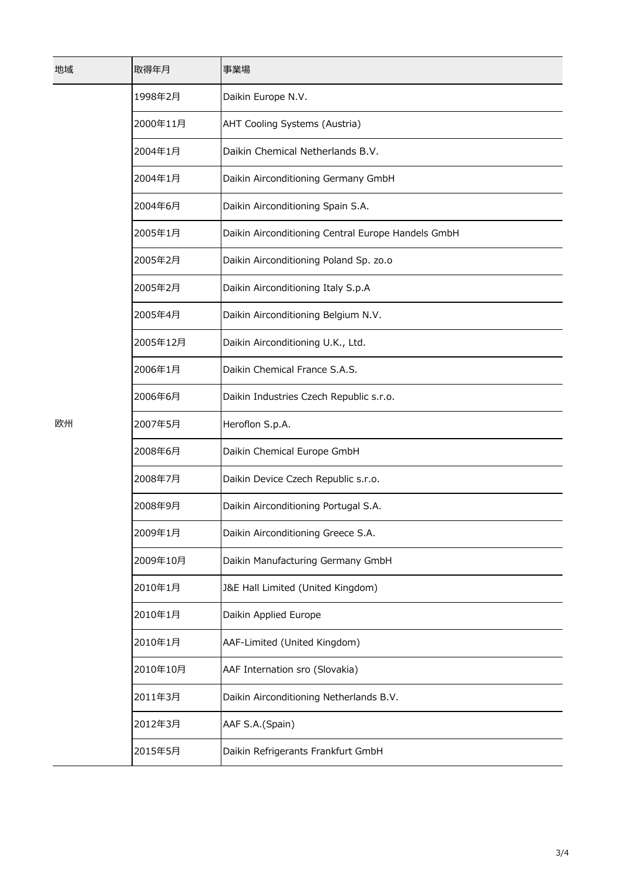| 地域 | 取得年月 | 事業場 |
|---|---|---|
| 欧州 | 1998年2月 | Daikin Europe N.V. |
| | 2000年11月 | AHT Cooling Systems (Austria) |
| | 2004年1月 | Daikin Chemical Netherlands B.V. |
| | 2004年1月 | Daikin Airconditioning Germany GmbH |
| | 2004年6月 | Daikin Airconditioning Spain S.A. |
| | 2005年1月 | Daikin Airconditioning Central Europe Handels GmbH |
| | 2005年2月 | Daikin Airconditioning Poland Sp. zo.o |
| | 2005年2月 | Daikin Airconditioning Italy S.p.A |
| | 2005年4月 | Daikin Airconditioning Belgium N.V. |
| | 2005年12月 | Daikin Airconditioning U.K., Ltd. |
| | 2006年1月 | Daikin Chemical France S.A.S. |
| | 2006年6月 | Daikin Industries Czech Republic s.r.o. |
| | 2007年5月 | Heroflon S.p.A. |
| | 2008年6月 | Daikin Chemical Europe GmbH |
| | 2008年7月 | Daikin Device Czech Republic s.r.o. |
| | 2008年9月 | Daikin Airconditioning Portugal S.A. |
| | 2009年1月 | Daikin Airconditioning Greece S.A. |
| | 2009年10月 | Daikin Manufacturing Germany GmbH |
| | 2010年1月 | J&E Hall Limited (United Kingdom) |
| | 2010年1月 | Daikin Applied Europe |
| | 2010年1月 | AAF-Limited (United Kingdom) |
| | 2010年10月 | AAF Internation sro (Slovakia) |
| | 2011年3月 | Daikin Airconditioning Netherlands B.V. |
| | 2012年3月 | AAF S.A.(Spain) |
| | 2015年5月 | Daikin Refrigerants Frankfurt GmbH |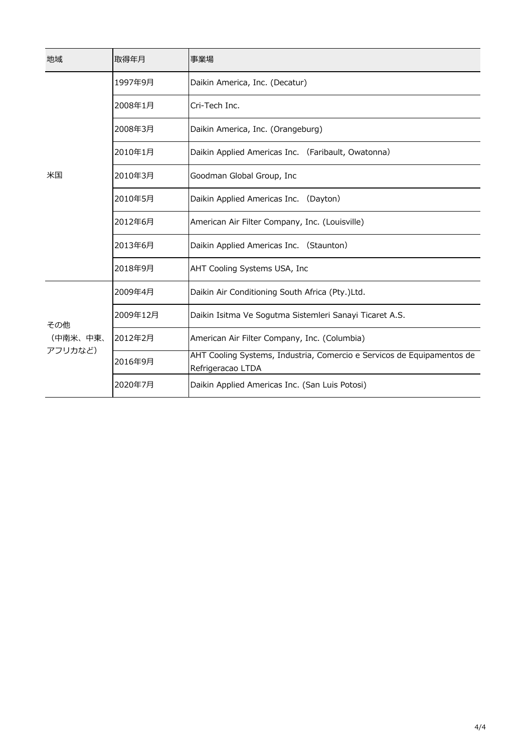| 地域 | 取得年月 | 事業場 |
| --- | --- | --- |
| 米国 | 1997年9月 | Daikin America, Inc. (Decatur) |
| | 2008年1月 | Cri-Tech Inc. |
| | 2008年3月 | Daikin America, Inc. (Orangeburg) |
| | 2010年1月 | Daikin Applied Americas Inc. （Faribault, Owatonna） |
| | 2010年3月 | Goodman Global Group, Inc |
| | 2010年5月 | Daikin Applied Americas Inc. （Dayton） |
| | 2012年6月 | American Air Filter Company, Inc. (Louisville) |
| | 2013年6月 | Daikin Applied Americas Inc. （Staunton） |
| | 2018年9月 | AHT Cooling Systems USA, Inc |
| その他（中南米、中東、アフリカなど） | 2009年4月 | Daikin Air Conditioning South Africa (Pty.)Ltd. |
| | 2009年12月 | Daikin Isitma Ve Sogutma Sistemleri Sanayi Ticaret A.S. |
| | 2012年2月 | American Air Filter Company, Inc. (Columbia) |
| | 2016年9月 | AHT Cooling Systems, Industria, Comercio e Servicos de Equipamentos de Refrigeracao LTDA |
| | 2020年7月 | Daikin Applied Americas Inc. (San Luis Potosi) |